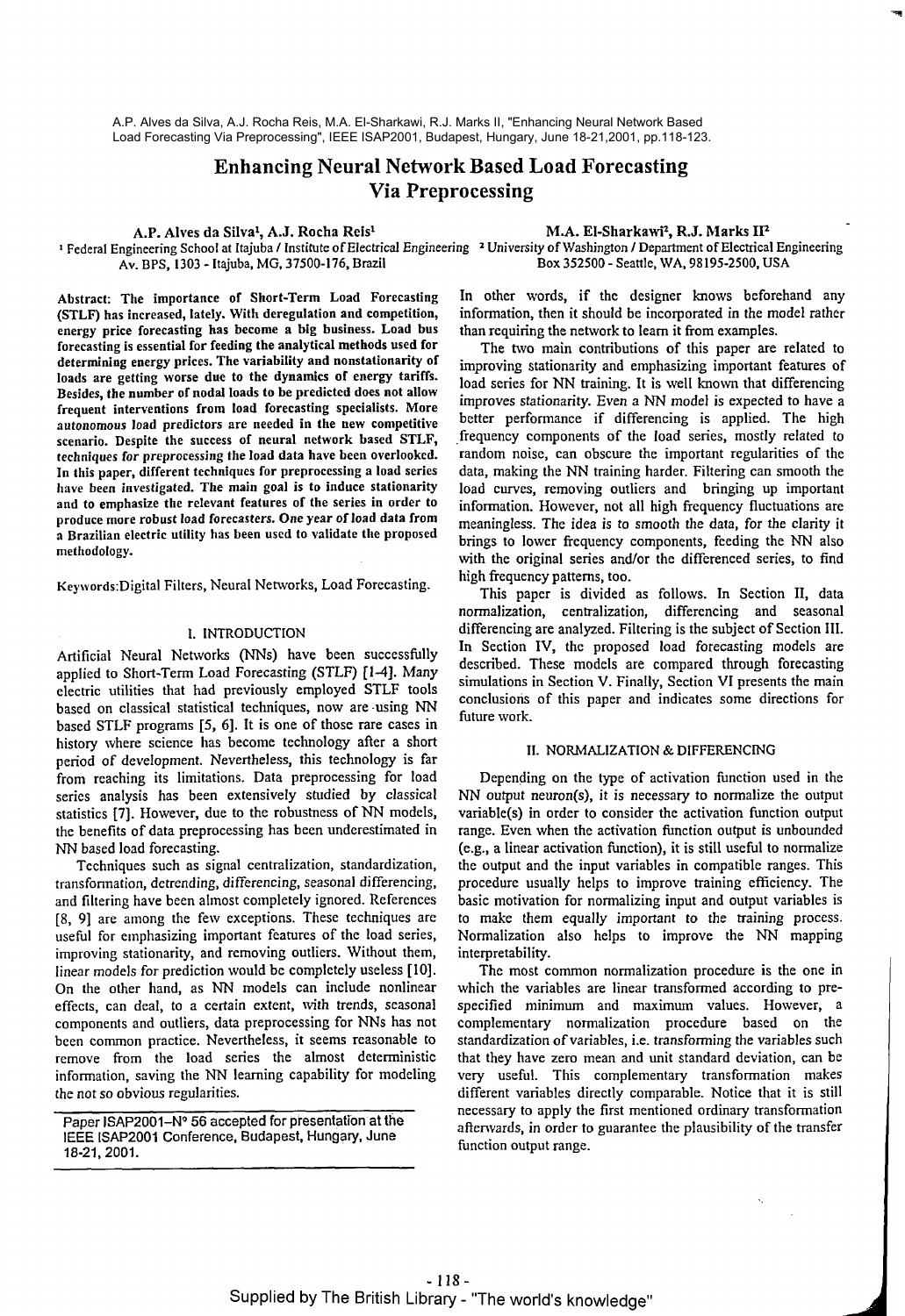A.P. Alves da Silva, A.J. Rocha Reis, M.A. El-Sharkawi, R.J. Marks II, "Enhancing Neural Network Based Load Forecasting Via Preprocessing", IEEE ISAP2001, Budapest, Hungary, June 18-21, 2001, pp.118-123.

# Enhancing Neural Network Based Load Forecasting Via Preprocessing

A.P. Alves da Silva[1], A.J. Rocha Reis[1]

[1] Federal Engineering School at Itajuba / Institute of Electrical Engineering
Av. BPS, 1303 - Itajuba, MG, 37500-176, Brazil

M.A. El-Sharkawi[2], R.J. Marks II[2]

[2] University of Washington / Department of Electrical Engineering
Box 352500 - Seattle, WA, 98195-2500, USA

**Abstract: The importance of Short-Term Load Forecasting (STLF) has increased, lately. With deregulation and competition, energy price forecasting has become a big business. Load bus forecasting is essential for feeding the analytical methods used for determining energy prices. The variability and nonstationarity of loads are getting worse due to the dynamics of energy tariffs. Besides, the number of nodal loads to be predicted does not allow frequent interventions from load forecasting specialists. More autonomous load predictors are needed in the new competitive scenario. Despite the success of neural network based STLF, techniques for preprocessing the load data have been overlooked. In this paper, different techniques for preprocessing a load series have been investigated. The main goal is to induce stationarity and to emphasize the relevant features of the series in order to produce more robust load forecasters. One year of load data from a Brazilian electric utility has been used to validate the proposed methodology.**

Keywords:Digital Filters, Neural Networks, Load Forecasting.

## I. INTRODUCTION

Artificial Neural Networks (NNs) have been successfully applied to Short-Term Load Forecasting (STLF) [1-4]. Many electric utilities that had previously employed STLF tools based on classical statistical techniques, now are using NN based STLF programs [5, 6]. It is one of those rare cases in history where science has become technology after a short period of development. Nevertheless, this technology is far from reaching its limitations. Data preprocessing for load series analysis has been extensively studied by classical statistics [7]. However, due to the robustness of NN models, the benefits of data preprocessing has been underestimated in NN based load forecasting.

Techniques such as signal centralization, standardization, transformation, detrending, differencing, seasonal differencing, and filtering have been almost completely ignored. References [8, 9] are among the few exceptions. These techniques are useful for emphasizing important features of the load series, improving stationarity, and removing outliers. Without them, linear models for prediction would be completely useless [10]. On the other hand, as NN models can include nonlinear effects, can deal, to a certain extent, with trends, seasonal components and outliers, data preprocessing for NNs has not been common practice. Nevertheless, it seems reasonable to remove from the load series the almost deterministic information, saving the NN learning capability for modeling the not so obvious regularities.

Paper ISAP2001-N° 56 accepted for presentation at the IEEE ISAP2001 Conference, Budapest, Hungary, June 18-21, 2001.

In other words, if the designer knows beforehand any information, then it should be incorporated in the model rather than requiring the network to learn it from examples.

The two main contributions of this paper are related to improving stationarity and emphasizing important features of load series for NN training. It is well known that differencing improves stationarity. Even a NN model is expected to have a better performance if differencing is applied. The high frequency components of the load series, mostly related to random noise, can obscure the important regularities of the data, making the NN training harder. Filtering can smooth the load curves, removing outliers and bringing up important information. However, not all high frequency fluctuations are meaningless. The idea is to smooth the data, for the clarity it brings to lower frequency components, feeding the NN also with the original series and/or the differenced series, to find high frequency patterns, too.

This paper is divided as follows. In Section II, data normalization, centralization, differencing and seasonal differencing are analyzed. Filtering is the subject of Section III. In Section IV, the proposed load forecasting models are described. These models are compared through forecasting simulations in Section V. Finally, Section VI presents the main conclusions of this paper and indicates some directions for future work.

## II. NORMALIZATION & DIFFERENCING

Depending on the type of activation function used in the NN output neuron(s), it is necessary to normalize the output variable(s) in order to consider the activation function output range. Even when the activation function output is unbounded (e.g., a linear activation function), it is still useful to normalize the output and the input variables in compatible ranges. This procedure usually helps to improve training efficiency. The basic motivation for normalizing input and output variables is to make them equally important to the training process. Normalization also helps to improve the NN mapping interpretability.

The most common normalization procedure is the one in which the variables are linear transformed according to pre-specified minimum and maximum values. However, a complementary normalization procedure based on the standardization of variables, i.e. transforming the variables such that they have zero mean and unit standard deviation, can be very useful. This complementary transformation makes different variables directly comparable. Notice that it is still necessary to apply the first mentioned ordinary transformation afterwards, in order to guarantee the plausibility of the transfer function output range.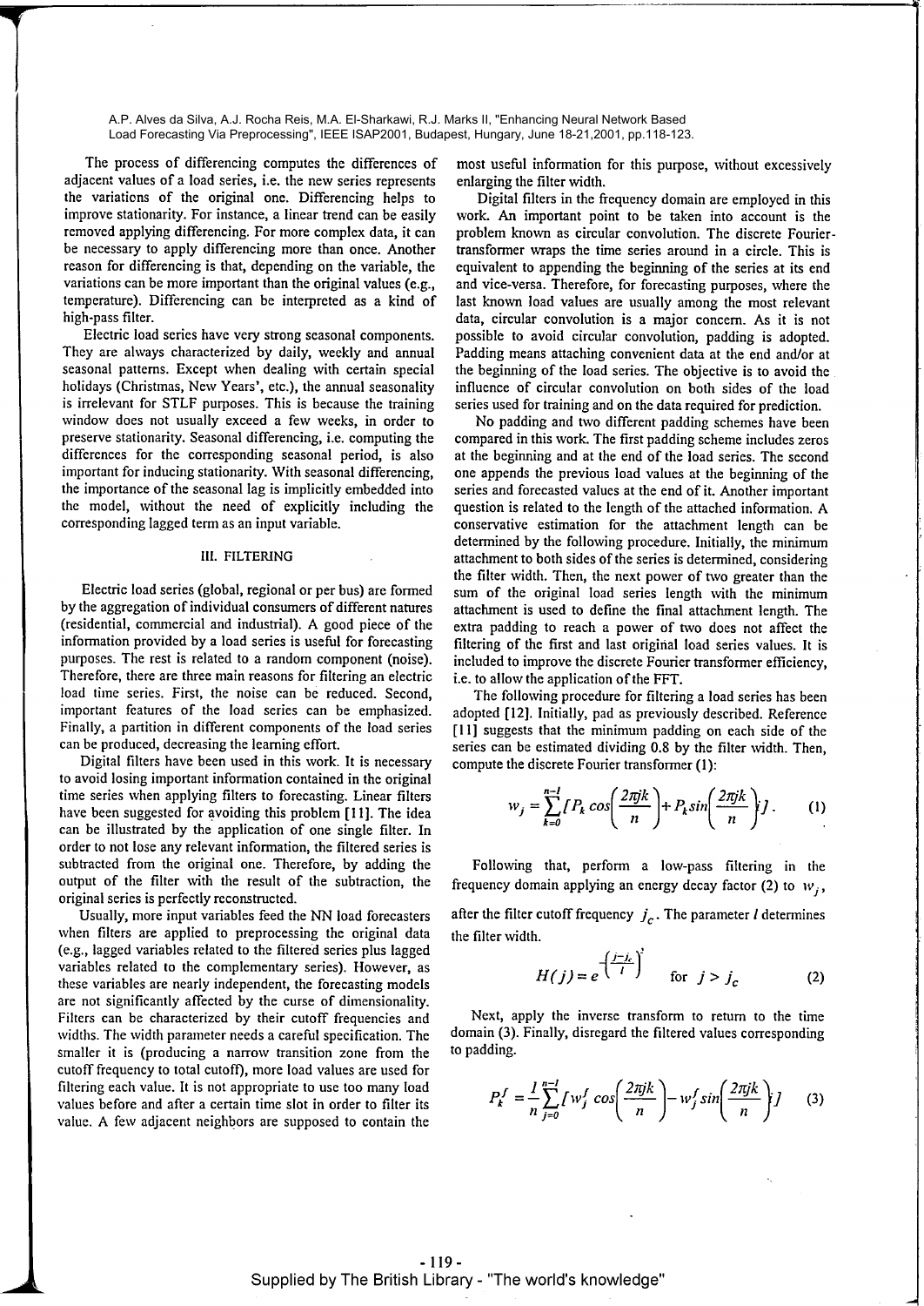The process of differencing computes the differences of adjacent values of a load series, i.e. the new series represents the variations of the original one. Differencing helps to improve stationarity. For instance, a linear trend can be easily removed applying differencing. For more complex data, it can be necessary to apply differencing more than once. Another reason for differencing is that, depending on the variable, the variations can be more important than the original values (e.g., temperature). Differencing can be interpreted as a kind of high-pass filter.

Electric load series have very strong seasonal components. They are always characterized by daily, weekly and annual seasonal patterns. Except when dealing with certain special holidays (Christmas, New Years', etc.), the annual seasonality is irrelevant for STLF purposes. This is because the training window does not usually exceed a few weeks, in order to preserve stationarity. Seasonal differencing, i.e. computing the differences for the corresponding seasonal period, is also important for inducing stationarity. With seasonal differencing, the importance of the seasonal lag is implicitly embedded into the model, without the need of explicitly including the corresponding lagged term as an input variable.

## III. FILTERING

Electric load series (global, regional or per bus) are formed by the aggregation of individual consumers of different natures (residential, commercial and industrial). A good piece of the information provided by a load series is useful for forecasting purposes. The rest is related to a random component (noise). Therefore, there are three main reasons for filtering an electric load time series. First, the noise can be reduced. Second, important features of the load series can be emphasized. Finally, a partition in different components of the load series can be produced, decreasing the learning effort.

Digital filters have been used in this work. It is necessary to avoid losing important information contained in the original time series when applying filters to forecasting. Linear filters have been suggested for avoiding this problem [11]. The idea can be illustrated by the application of one single filter. In order to not lose any relevant information, the filtered series is subtracted from the original one. Therefore, by adding the output of the filter with the result of the subtraction, the original series is perfectly reconstructed.

Usually, more input variables feed the NN load forecasters when filters are applied to preprocessing the original data (e.g., lagged variables related to the filtered series plus lagged variables related to the complementary series). However, as these variables are nearly independent, the forecasting models are not significantly affected by the curse of dimensionality. Filters can be characterized by their cutoff frequencies and widths. The width parameter needs a careful specification. The smaller it is (producing a narrow transition zone from the cutoff frequency to total cutoff), more load values are used for filtering each value. It is not appropriate to use too many load values before and after a certain time slot in order to filter its value. A few adjacent neighbors are supposed to contain the most useful information for this purpose, without excessively enlarging the filter width.

Digital filters in the frequency domain are employed in this work. An important point to be taken into account is the problem known as circular convolution. The discrete Fourier-transformer wraps the time series around in a circle. This is equivalent to appending the beginning of the series at its end and vice-versa. Therefore, for forecasting purposes, where the last known load values are usually among the most relevant data, circular convolution is a major concern. As it is not possible to avoid circular convolution, padding is adopted. Padding means attaching convenient data at the end and/or at the beginning of the load series. The objective is to avoid the influence of circular convolution on both sides of the load series used for training and on the data required for prediction.

No padding and two different padding schemes have been compared in this work. The first padding scheme includes zeros at the beginning and at the end of the load series. The second one appends the previous load values at the beginning of the series and forecasted values at the end of it. Another important question is related to the length of the attached information. A conservative estimation for the attachment length can be determined by the following procedure. Initially, the minimum attachment to both sides of the series is determined, considering the filter width. Then, the next power of two greater than the sum of the original load series length with the minimum attachment is used to define the final attachment length. The extra padding to reach a power of two does not affect the filtering of the first and last original load series values. It is included to improve the discrete Fourier transformer efficiency, i.e. to allow the application of the FFT.

The following procedure for filtering a load series has been adopted [12]. Initially, pad as previously described. Reference [11] suggests that the minimum padding on each side of the series can be estimated dividing 0.8 by the filter width. Then, compute the discrete Fourier transformer (1):

$$w_j = \sum_{k=0}^{n-1} [P_k \cos\left(\frac{2\pi jk}{n}\right) + P_k \sin\left(\frac{2\pi jk}{n}\right)]. \quad (1)$$

Following that, perform a low-pass filtering in the frequency domain applying an energy decay factor (2) to $w_j$, after the filter cutoff frequency $j_c$. The parameter $l$ determines the filter width.

$$H(j) = e^{-\left(\frac{j-j_c}{l}\right)^2} \quad \text{for } j > j_c \quad (2)$$

Next, apply the inverse transform to return to the time domain (3). Finally, disregard the filtered values corresponding to padding.

$$P_k^f = \frac{1}{n}\sum_{j=0}^{n-1} [w_j^f \cos\left(\frac{2\pi jk}{n}\right) - w_j^f \sin\left(\frac{2\pi jk}{n}\right)] \quad (3)$$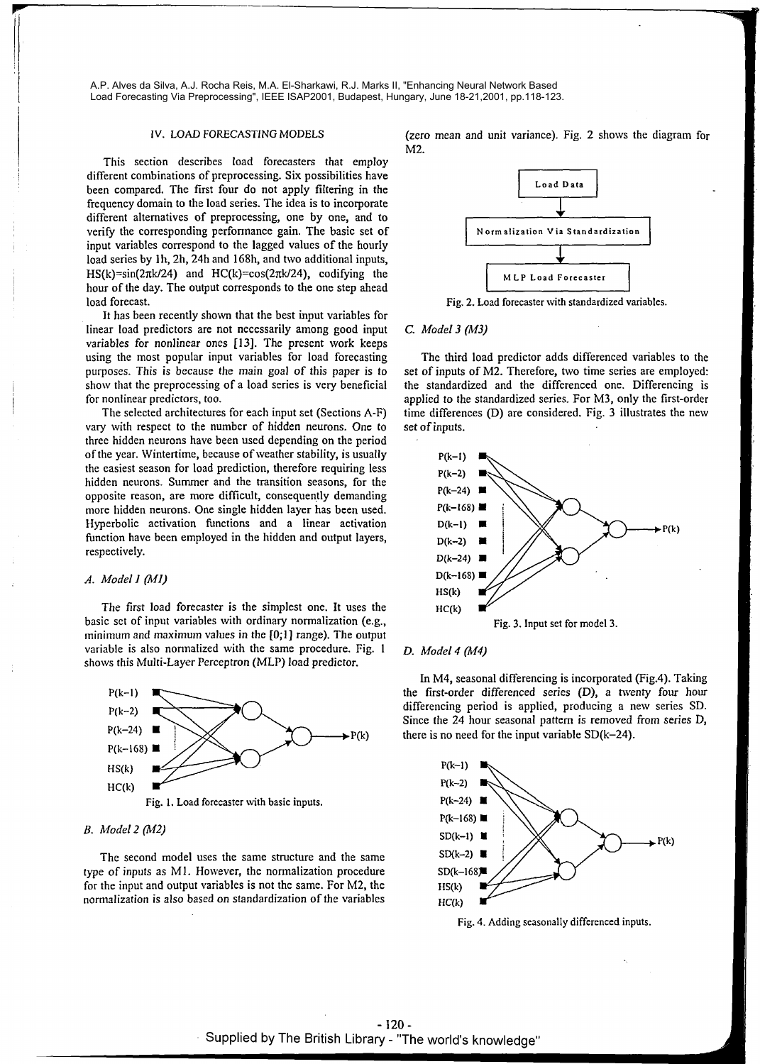## IV. LOAD FORECASTING MODELS

This section describes load forecasters that employ different combinations of preprocessing. Six possibilities have been compared. The first four do not apply filtering in the frequency domain to the load series. The idea is to incorporate different alternatives of preprocessing, one by one, and to verify the corresponding performance gain. The basic set of input variables correspond to the lagged values of the hourly load series by 1h, 2h, 24h and 168h, and two additional inputs, $HS(k)=\sin(2\pi k/24)$ and $HC(k)=\cos(2\pi k/24)$, codifying the hour of the day. The output corresponds to the one step ahead load forecast.

It has been recently shown that the best input variables for linear load predictors are not necessarily among good input variables for nonlinear ones [13]. The present work keeps using the most popular input variables for load forecasting purposes. This is because the main goal of this paper is to show that the preprocessing of a load series is very beneficial for nonlinear predictors, too.

The selected architectures for each input set (Sections A-F) vary with respect to the number of hidden neurons. One to three hidden neurons have been used depending on the period of the year. Wintertime, because of weather stability, is usually the easiest season for load prediction, therefore requiring less hidden neurons. Summer and the transition seasons, for the opposite reason, are more difficult, consequently demanding more hidden neurons. One single hidden layer has been used. Hyperbolic activation functions and a linear activation function have been employed in the hidden and output layers, respectively.

### A. Model 1 (M1)

The first load forecaster is the simplest one. It uses the basic set of input variables with ordinary normalization (e.g., minimum and maximum values in the [0;1] range). The output variable is also normalized with the same procedure. Fig. 1 shows this Multi-Layer Perceptron (MLP) load predictor.

Fig. 1. Load forecaster with basic inputs.

### B. Model 2 (M2)

The second model uses the same structure and the same type of inputs as M1. However, the normalization procedure for the input and output variables is not the same. For M2, the normalization is also based on standardization of the variables (zero mean and unit variance). Fig. 2 shows the diagram for M2.

Fig. 2. Load forecaster with standardized variables.

### C. Model 3 (M3)

The third load predictor adds differenced variables to the set of inputs of M2. Therefore, two time series are employed: the standardized and the differenced one. Differencing is applied to the standardized series. For M3, only the first-order time differences (D) are considered. Fig. 3 illustrates the new set of inputs.

Fig. 3. Input set for model 3.

### D. Model 4 (M4)

In M4, seasonal differencing is incorporated (Fig.4). Taking the first-order differenced series (D), a twenty four hour differencing period is applied, producing a new series SD. Since the 24 hour seasonal pattern is removed from series D, there is no need for the input variable $SD(k-24)$.

Fig. 4. Adding seasonally differenced inputs.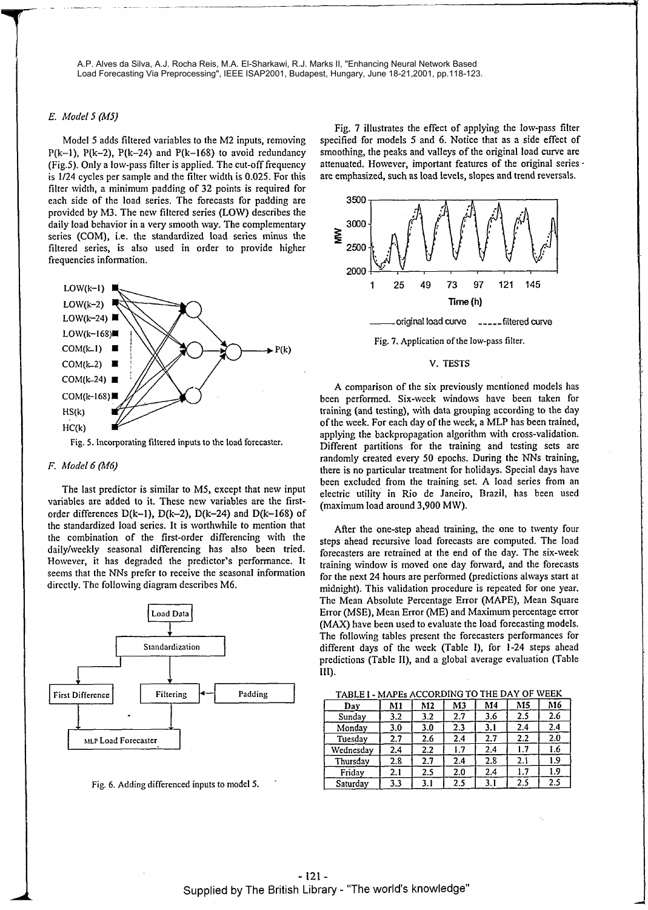### E. Model 5 (M5)

Model 5 adds filtered variables to the M2 inputs, removing P(k−1), P(k−2), P(k−24) and P(k−168) to avoid redundancy (Fig.5). Only a low-pass filter is applied. The cut-off frequency is 1/24 cycles per sample and the filter width is 0.025. For this filter width, a minimum padding of 32 points is required for each side of the load series. The forecasts for padding are provided by M3. The new filtered series (LOW) describes the daily load behavior in a very smooth way. The complementary series (COM), i.e. the standardized load series minus the filtered series, is also used in order to provide higher frequencies information.

Fig. 5. Incorporating filtered inputs to the load forecaster.

### F. Model 6 (M6)

The last predictor is similar to M5, except that new input variables are added to it. These new variables are the first-order differences D(k−1), D(k−2), D(k−24) and D(k−168) of the standardized load series. It is worthwhile to mention that the combination of the first-order differencing with the daily/weekly seasonal differencing has also been tried. However, it has degraded the predictor's performance. It seems that the NNs prefer to receive the seasonal information directly. The following diagram describes M6.

Fig. 6. Adding differenced inputs to model 5.

Fig. 7 illustrates the effect of applying the low-pass filter specified for models 5 and 6. Notice that as a side effect of smoothing, the peaks and valleys of the original load curve are attenuated. However, important features of the original series are emphasized, such as load levels, slopes and trend reversals.

Fig. 7. Application of the low-pass filter.

## V. TESTS

A comparison of the six previously mentioned models has been performed. Six-week windows have been taken for training (and testing), with data grouping according to the day of the week. For each day of the week, a MLP has been trained, applying the backpropagation algorithm with cross-validation. Different partitions for the training and testing sets are randomly created every 50 epochs. During the NNs training, there is no particular treatment for holidays. Special days have been excluded from the training set. A load series from an electric utility in Rio de Janeiro, Brazil, has been used (maximum load around 3,900 MW).

After the one-step ahead training, the one to twenty four steps ahead recursive load forecasts are computed. The load forecasters are retrained at the end of the day. The six-week training window is moved one day forward, and the forecasts for the next 24 hours are performed (predictions always start at midnight). This validation procedure is repeated for one year. The Mean Absolute Percentage Error (MAPE), Mean Square Error (MSE), Mean Error (ME) and Maximum percentage error (MAX) have been used to evaluate the load forecasting models. The following tables present the forecasters performances for different days of the week (Table I), for 1-24 steps ahead predictions (Table II), and a global average evaluation (Table III).

TABLE I - MAPEs ACCORDING TO THE DAY OF WEEK

| Day | M1 | M2 | M3 | M4 | M5 | M6 |
|---|---|---|---|---|---|---|
| Sunday | 3.2 | 3.2 | 2.7 | 3.6 | 2.5 | 2.6 |
| Monday | 3.0 | 3.0 | 2.3 | 3.1 | 2.4 | 2.4 |
| Tuesday | 2.7 | 2.6 | 2.4 | 2.7 | 2.2 | 2.0 |
| Wednesday | 2.4 | 2.2 | 1.7 | 2.4 | 1.7 | 1.6 |
| Thursday | 2.8 | 2.7 | 2.4 | 2.8 | 2.1 | 1.9 |
| Friday | 2.1 | 2.5 | 2.0 | 2.4 | 1.7 | 1.9 |
| Saturday | 3.3 | 3.1 | 2.5 | 3.1 | 2.5 | 2.5 |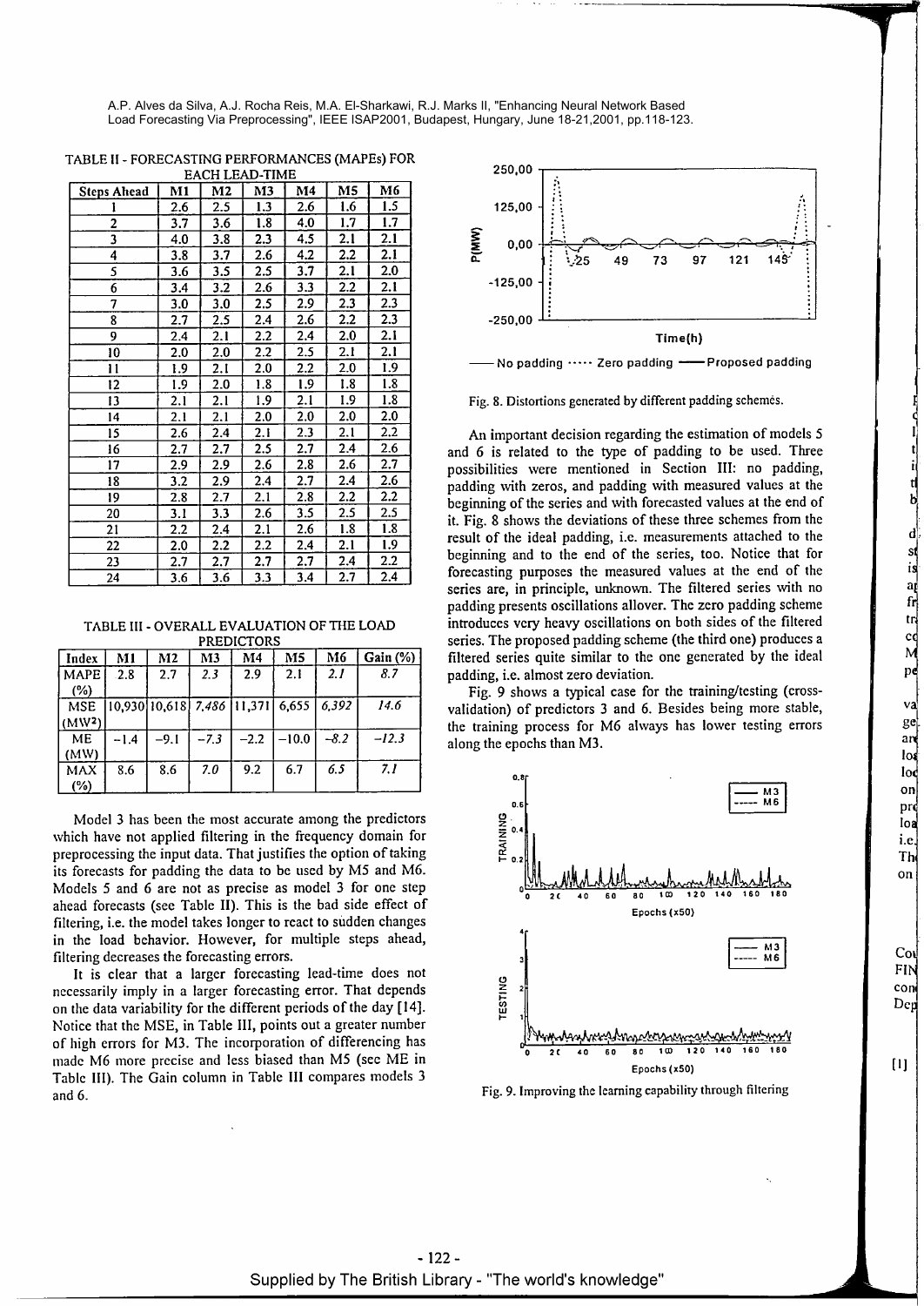TABLE II - FORECASTING PERFORMANCES (MAPEs) FOR EACH LEAD-TIME

| Steps Ahead | M1 | M2 | M3 | M4 | M5 | M6 |
|---|---|---|---|---|---|---|
| 1 | 2.6 | 2.5 | 1.3 | 2.6 | 1.6 | 1.5 |
| 2 | 3.7 | 3.6 | 1.8 | 4.0 | 1.7 | 1.7 |
| 3 | 4.0 | 3.8 | 2.3 | 4.5 | 2.1 | 2.1 |
| 4 | 3.8 | 3.7 | 2.6 | 4.2 | 2.2 | 2.1 |
| 5 | 3.6 | 3.5 | 2.5 | 3.7 | 2.1 | 2.0 |
| 6 | 3.4 | 3.2 | 2.6 | 3.3 | 2.2 | 2.1 |
| 7 | 3.0 | 3.0 | 2.5 | 2.9 | 2.3 | 2.3 |
| 8 | 2.7 | 2.5 | 2.4 | 2.6 | 2.2 | 2.3 |
| 9 | 2.4 | 2.1 | 2.2 | 2.4 | 2.0 | 2.1 |
| 10 | 2.0 | 2.0 | 2.2 | 2.5 | 2.1 | 2.1 |
| 11 | 1.9 | 2.1 | 2.0 | 2.2 | 2.0 | 1.9 |
| 12 | 1.9 | 2.0 | 1.8 | 1.9 | 1.8 | 1.8 |
| 13 | 2.1 | 2.1 | 1.9 | 2.1 | 1.9 | 1.8 |
| 14 | 2.1 | 2.1 | 2.0 | 2.0 | 2.0 | 2.0 |
| 15 | 2.6 | 2.4 | 2.1 | 2.3 | 2.1 | 2.2 |
| 16 | 2.7 | 2.7 | 2.5 | 2.7 | 2.4 | 2.6 |
| 17 | 2.9 | 2.9 | 2.6 | 2.8 | 2.6 | 2.7 |
| 18 | 3.2 | 2.9 | 2.4 | 2.7 | 2.4 | 2.6 |
| 19 | 2.8 | 2.7 | 2.1 | 2.8 | 2.2 | 2.2 |
| 20 | 3.1 | 3.3 | 2.6 | 3.5 | 2.5 | 2.5 |
| 21 | 2.2 | 2.4 | 2.1 | 2.6 | 1.8 | 1.8 |
| 22 | 2.0 | 2.2 | 2.2 | 2.4 | 2.1 | 1.9 |
| 23 | 2.7 | 2.7 | 2.7 | 2.7 | 2.4 | 2.2 |
| 24 | 3.6 | 3.6 | 3.3 | 3.4 | 2.7 | 2.4 |

TABLE III - OVERALL EVALUATION OF THE LOAD PREDICTORS

| Index | M1 | M2 | M3 | M4 | M5 | M6 | Gain (%) |
|---|---|---|---|---|---|---|---|
| MAPE (%) | 2.8 | 2.7 | *2.3* | 2.9 | 2.1 | *2.1* | *8.7* |
| MSE ($MW^2$) | 10,930 | 10,618 | *7,486* | 11,371 | 6,655 | *6,392* | *14.6* |
| ME (MW) | −1.4 | −9.1 | *−7.3* | −2.2 | −10.0 | *−8.2* | *−12.3* |
| MAX (%) | 8.6 | 8.6 | *7.0* | 9.2 | 6.7 | *6.5* | *7.1* |

Model 3 has been the most accurate among the predictors which have not applied filtering in the frequency domain for preprocessing the input data. That justifies the option of taking its forecasts for padding the data to be used by M5 and M6. Models 5 and 6 are not as precise as model 3 for one step ahead forecasts (see Table II). This is the bad side effect of filtering, i.e. the model takes longer to react to sudden changes in the load behavior. However, for multiple steps ahead, filtering decreases the forecasting errors.

It is clear that a larger forecasting lead-time does not necessarily imply in a larger forecasting error. That depends on the data variability for the different periods of the day [14]. Notice that the MSE, in Table III, points out a greater number of high errors for M3. The incorporation of differencing has made M6 more precise and less biased than M5 (see ME in Table III). The Gain column in Table III compares models 3 and 6.

Fig. 8. Distortions generated by different padding schemes.

An important decision regarding the estimation of models 5 and 6 is related to the type of padding to be used. Three possibilities were mentioned in Section III: no padding, padding with zeros, and padding with measured values at the beginning of the series and with forecasted values at the end of it. Fig. 8 shows the deviations of these three schemes from the result of the ideal padding, i.e. measurements attached to the beginning and to the end of the series, too. Notice that for forecasting purposes the measured values at the end of the series are, in principle, unknown. The filtered series with no padding presents oscillations allover. The zero padding scheme introduces very heavy oscillations on both sides of the filtered series. The proposed padding scheme (the third one) produces a filtered series quite similar to the one generated by the ideal padding, i.e. almost zero deviation.

Fig. 9 shows a typical case for the training/testing (cross-validation) of predictors 3 and 6. Besides being more stable, the training process for M6 always has lower testing errors along the epochs than M3.

Fig. 9. Improving the learning capability through filtering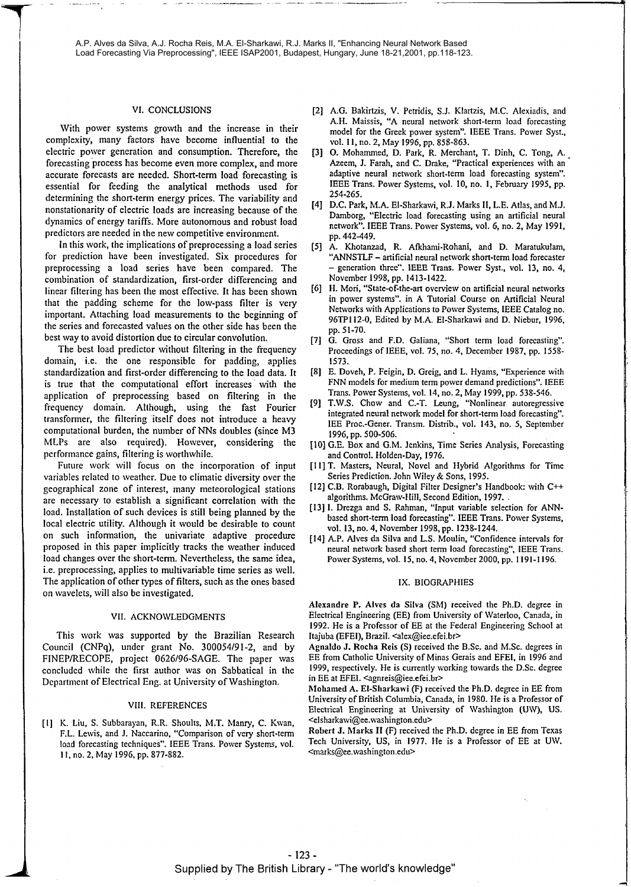## VI. CONCLUSIONS

With power systems growth and the increase in their complexity, many factors have become influential to the electric power generation and consumption. Therefore, the forecasting process has become even more complex, and more accurate forecasts are needed. Short-term load forecasting is essential for feeding the analytical methods used for determining the short-term energy prices. The variability and nonstationarity of electric loads are increasing because of the dynamics of energy tariffs. More autonomous and robust load predictors are needed in the new competitive environment.

In this work, the implications of preprocessing a load series for prediction have been investigated. Six procedures for preprocessing a load series have been compared. The combination of standardization, first-order differencing and linear filtering has been the most effective. It has been shown that the padding scheme for the low-pass filter is very important. Attaching load measurements to the beginning of the series and forecasted values on the other side has been the best way to avoid distortion due to circular convolution.

The best load predictor without filtering in the frequency domain, i.e. the one responsible for padding, applies standardization and first-order differencing to the load data. It is true that the computational effort increases with the application of preprocessing based on filtering in the frequency domain. Although, using the fast Fourier transformer, the filtering itself does not introduce a heavy computational burden, the number of NNs doubles (since M3 MLPs are also required). However, considering the performance gains, filtering is worthwhile.

Future work will focus on the incorporation of input variables related to weather. Due to climatic diversity over the geographical zone of interest, many meteorological stations are necessary to establish a significant correlation with the load. Installation of such devices is still being planned by the local electric utility. Although it would be desirable to count on such information, the univariate adaptive procedure proposed in this paper implicitly tracks the weather induced load changes over the short-term. Nevertheless, the same idea, i.e. preprocessing, applies to multivariable time series as well. The application of other types of filters, such as the ones based on wavelets, will also be investigated.

## VII. ACKNOWLEDGMENTS

This work was supported by the Brazilian Research Council (CNPq), under grant No. 300054/91-2, and by FINEP/RECOPE, project 0626/96-SAGE. The paper was concluded while the first author was on Sabbatical in the Department of Electrical Eng. at University of Washington.

## VIII. REFERENCES

[1] K. Liu, S. Subbarayan, R.R. Shoults, M.T. Manry, C. Kwan, F.L. Lewis, and J. Naccarino, "Comparison of very short-term load forecasting techniques". IEEE Trans. Power Systems, vol. 11, no. 2, May 1996, pp. 877-882.

[2] A.G. Bakirtzis, V. Petridis, S.J. Klartzis, M.C. Alexiadis, and A.H. Maissis, "A neural network short-term load forecasting model for the Greek power system". IEEE Trans. Power Syst., vol. 11, no. 2, May 1996, pp. 858-863.

[3] O. Mohammed, D. Park, R. Merchant, T. Dinh, C. Tong, A. Azeem, J. Farah, and C. Drake, "Practical experiences with an adaptive neural network short-term load forecasting system". IEEE Trans. Power Systems, vol. 10, no. 1, February 1995, pp. 254-265.

[4] D.C. Park, M.A. El-Sharkawi, R.J. Marks II, L.E. Atlas, and M.J. Damborg, "Electric load forecasting using an artificial neural network". IEEE Trans. Power Systems, vol. 6, no. 2, May 1991, pp. 442-449.

[5] A. Khotanzad, R. Afkhami-Rohani, and D. Maratukulam, "ANNSTLF – artificial neural network short-term load forecaster – generation three". IEEE Trans. Power Syst., vol. 13, no. 4, November 1998, pp. 1413-1422.

[6] H. Mori, "State-of-the-art overview on artificial neural networks in power systems". in A Tutorial Course on Artificial Neural Networks with Applications to Power Systems, IEEE Catalog no. 96TP112-0, Edited by M.A. El-Sharkawi and D. Niebur, 1996, pp. 51-70.

[7] G. Gross and F.D. Galiana, "Short term load forecasting". Proceedings of IEEE, vol. 75, no. 4, December 1987, pp. 1558-1573.

[8] E. Doveh, P. Feigin, D. Greig, and L. Hyams, "Experience with FNN models for medium term power demand predictions". IEEE Trans. Power Systems, vol. 14, no. 2, May 1999, pp. 538-546.

[9] T.W.S. Chow and C.-T. Leung, "Nonlinear autoregressive integrated neural network model for short-term load forecasting". IEE Proc.-Gener. Transm. Distrib., vol. 143, no. 5, September 1996, pp. 500-506.

[10] G.E. Box and G.M. Jenkins, Time Series Analysis, Forecasting and Control. Holden-Day, 1976.

[11] T. Masters, Neural, Novel and Hybrid Algorithms for Time Series Prediction. John Wiley & Sons, 1995.

[12] C.B. Rorabaugh, Digital Filter Designer's Handbook: with C++ algorithms. McGraw-Hill, Second Edition, 1997.

[13] I. Drezga and S. Rahman, "Input variable selection for ANN-based short-term load forecasting". IEEE Trans. Power Systems, vol. 13, no. 4, November 1998, pp. 1238-1244.

[14] A.P. Alves da Silva and L.S. Moulin, "Confidence intervals for neural network based short term load forecasting", IEEE Trans. Power Systems, vol. 15, no. 4, November 2000, pp. 1191-1196.

## IX. BIOGRAPHIES

**Alexandre P. Alves da Silva** (SM) received the Ph.D. degree in Electrical Engineering (EE) from University of Waterloo, Canada, in 1992. He is a Professor of EE at the Federal Engineering School at Itajuba (EFEI), Brazil. <alex@iee.efei.br>

**Agnaldo J. Rocha Reis** (S) received the B.Sc. and M.Sc. degrees in EE from Catholic University of Minas Gerais and EFEI, in 1996 and 1999, respectively. He is currently working towards the D.Sc. degree in EE at EFEI. <agnreis@iee.efei.br>

**Mohamed A. El-Sharkawi** (F) received the Ph.D. degree in EE from University of British Columbia, Canada, in 1980. He is a Professor of Electrical Engineering at University of Washington (UW), US. <elsharkawi@ee.washington.edu>

**Robert J. Marks II** (F) received the Ph.D. degree in EE from Texas Tech University, US, in 1977. He is a Professor of EE at UW. <marks@ee.washington.edu>